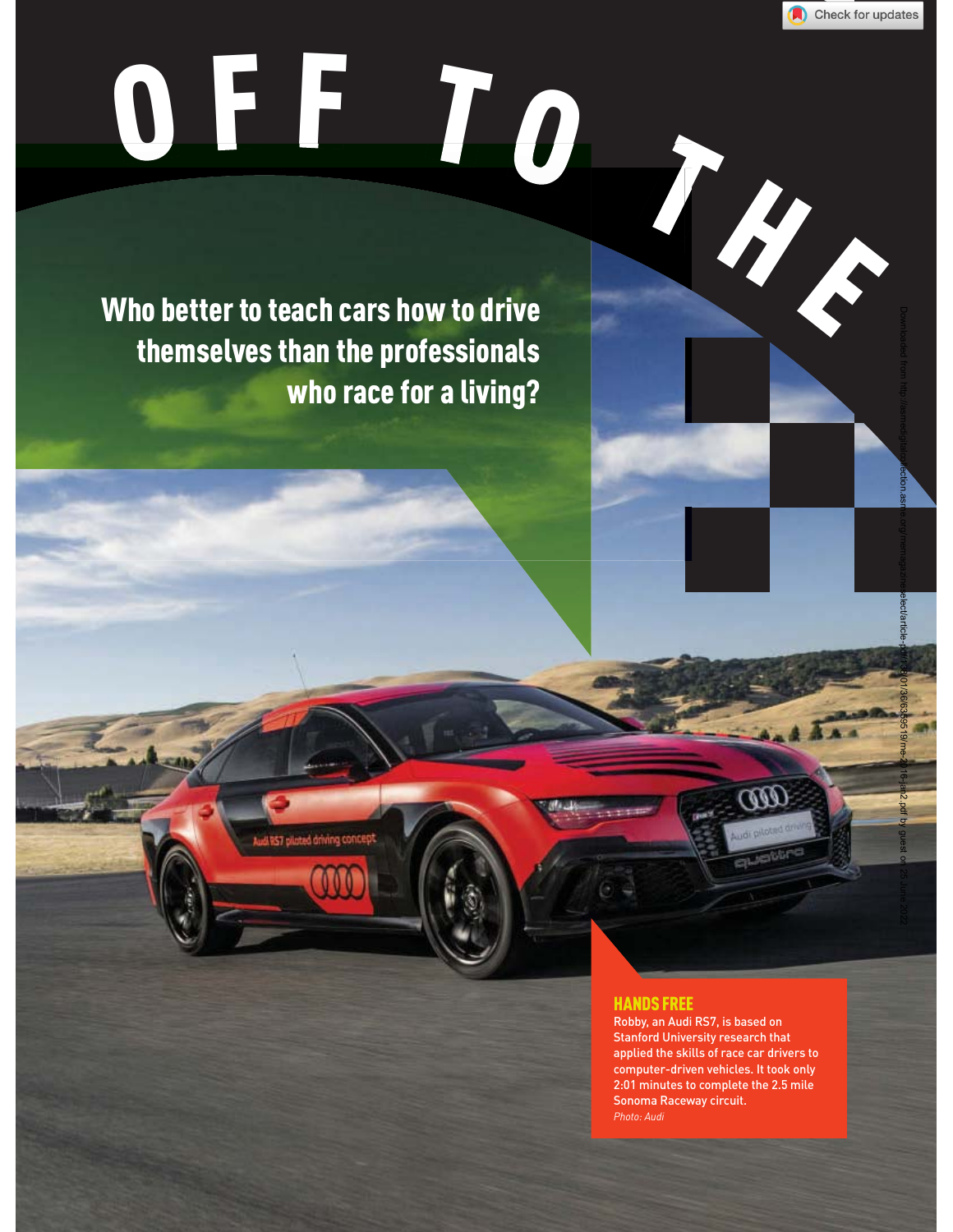# OFF TO THE

**Who better to teach cars how to drive themselves than the professionals who race for a living?**

**HANDS FREE**

Robby, an Audi RS7, is based on Stanford University research that applied the skills of race car drivers to computer-driven vehicles. It took only 2:01 minutes to complete the 2.5 mile Sonoma Raceway circuit.

*Photo: Audi*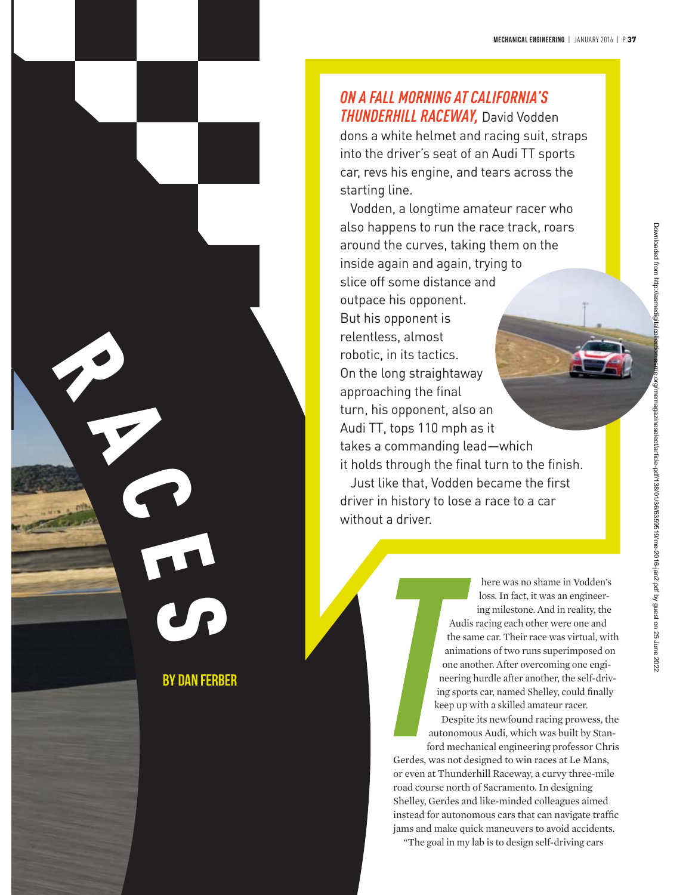# RACES

**BY DAN FERBER**

***ON A FALL MORNING AT CALIFORNIA'S THUNDERHILL RACEWAY,*** David Vodden dons a white helmet and racing suit, straps into the driver's seat of an Audi TT sports car, revs his engine, and tears across the starting line.

Vodden, a longtime amateur racer who also happens to run the race track, roars around the curves, taking them on the inside again and again, trying to slice off some distance and outpace his opponent. But his opponent is relentless, almost robotic, in its tactics. On the long straightaway approaching the final turn, his opponent, also an Audi TT, tops 110 mph as it takes a commanding lead—which it holds through the final turn to the finish.

Just like that, Vodden became the first driver in history to lose a race to a car without a driver.

There was no shame in Vodden's loss. In fact, it was an engineering milestone. And in reality, the Audis racing each other were one and the same car. Their race was virtual, with animations of two runs superimposed on one another. After overcoming one engineering hurdle after another, the self-driving sports car, named Shelley, could finally keep up with a skilled amateur racer.

Despite its newfound racing prowess, the autonomous Audi, which was built by Stanford mechanical engineering professor Chris Gerdes, was not designed to win races at Le Mans, or even at Thunderhill Raceway, a curvy three-mile road course north of Sacramento. In designing Shelley, Gerdes and like-minded colleagues aimed instead for autonomous cars that can navigate traffic jams and make quick maneuvers to avoid accidents.

"The goal in my lab is to design self-driving cars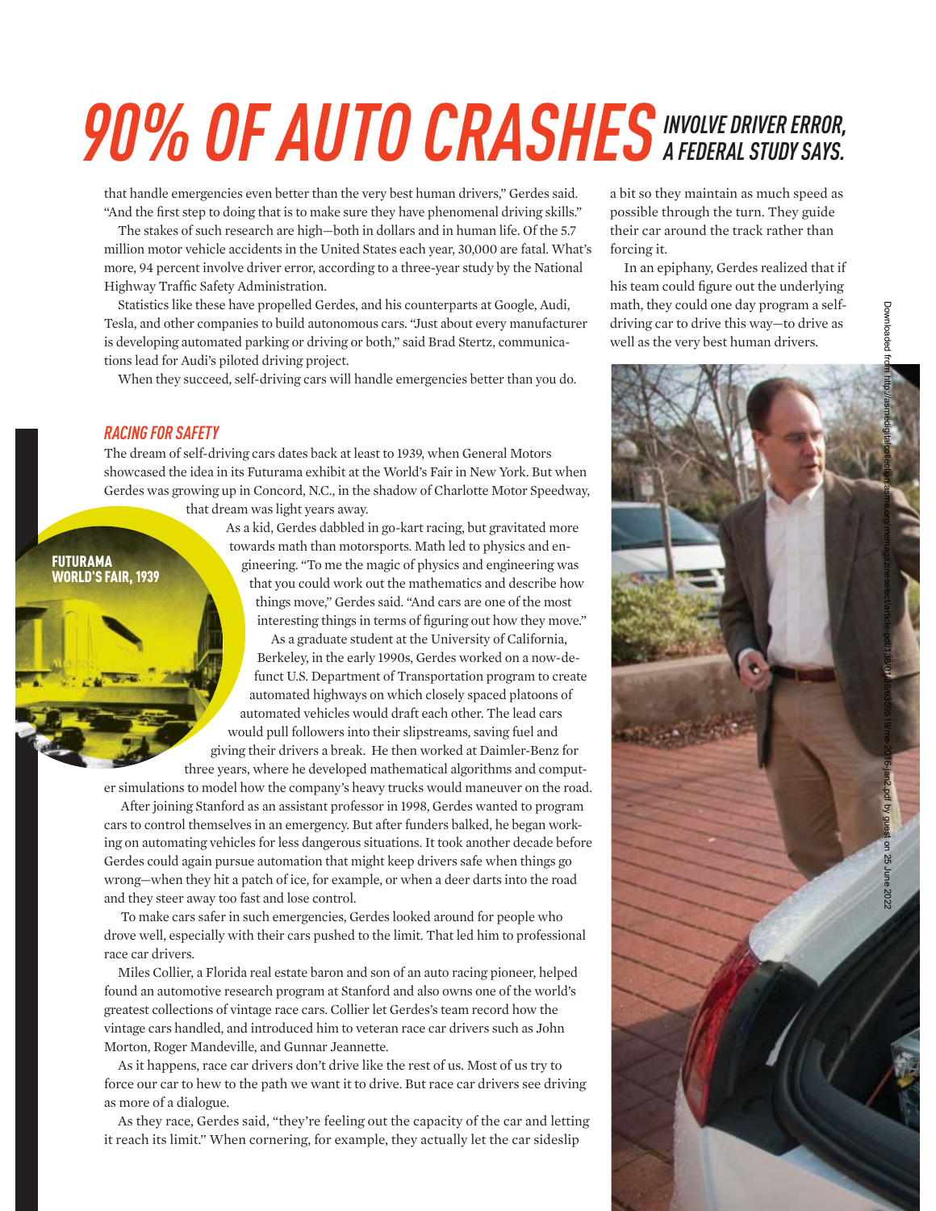# 90% OF AUTO CRASHES *INVOLVE DRIVER ERROR, A FEDERAL STUDY SAYS.*

that handle emergencies even better than the very best human drivers," Gerdes said. "And the first step to doing that is to make sure they have phenomenal driving skills."

The stakes of such research are high—both in dollars and in human life. Of the 5.7 million motor vehicle accidents in the United States each year, 30,000 are fatal. What's more, 94 percent involve driver error, according to a three-year study by the National Highway Traffic Safety Administration.

Statistics like these have propelled Gerdes, and his counterparts at Google, Audi, Tesla, and other companies to build autonomous cars. "Just about every manufacturer is developing automated parking or driving or both," said Brad Stertz, communications lead for Audi's piloted driving project.

When they succeed, self-driving cars will handle emergencies better than you do.

## *RACING FOR SAFETY*

The dream of self-driving cars dates back at least to 1939, when General Motors showcased the idea in its Futurama exhibit at the World's Fair in New York. But when Gerdes was growing up in Concord, N.C., in the shadow of Charlotte Motor Speedway, that dream was light years away.

**FUTURAMA WORLD'S FAIR, 1939**

As a kid, Gerdes dabbled in go-kart racing, but gravitated more towards math than motorsports. Math led to physics and engineering. "To me the magic of physics and engineering was that you could work out the mathematics and describe how things move," Gerdes said. "And cars are one of the most interesting things in terms of figuring out how they move."

As a graduate student at the University of California, Berkeley, in the early 1990s, Gerdes worked on a now-defunct U.S. Department of Transportation program to create automated highways on which closely spaced platoons of automated vehicles would draft each other. The lead cars would pull followers into their slipstreams, saving fuel and giving their drivers a break. He then worked at Daimler-Benz for three years, where he developed mathematical algorithms and computer simulations to model how the company's heavy trucks would maneuver on the road.

After joining Stanford as an assistant professor in 1998, Gerdes wanted to program cars to control themselves in an emergency. But after funders balked, he began working on automating vehicles for less dangerous situations. It took another decade before Gerdes could again pursue automation that might keep drivers safe when things go wrong—when they hit a patch of ice, for example, or when a deer darts into the road and they steer away too fast and lose control.

To make cars safer in such emergencies, Gerdes looked around for people who drove well, especially with their cars pushed to the limit. That led him to professional race car drivers.

Miles Collier, a Florida real estate baron and son of an auto racing pioneer, helped found an automotive research program at Stanford and also owns one of the world's greatest collections of vintage race cars. Collier let Gerdes's team record how the vintage cars handled, and introduced him to veteran race car drivers such as John Morton, Roger Mandeville, and Gunnar Jeannette.

As it happens, race car drivers don't drive like the rest of us. Most of us try to force our car to hew to the path we want it to drive. But race car drivers see driving as more of a dialogue.

As they race, Gerdes said, "they're feeling out the capacity of the car and letting it reach its limit." When cornering, for example, they actually let the car sideslip a bit so they maintain as much speed as possible through the turn. They guide their car around the track rather than forcing it.

In an epiphany, Gerdes realized that if his team could figure out the underlying math, they could one day program a self-driving car to drive this way—to drive as well as the very best human drivers.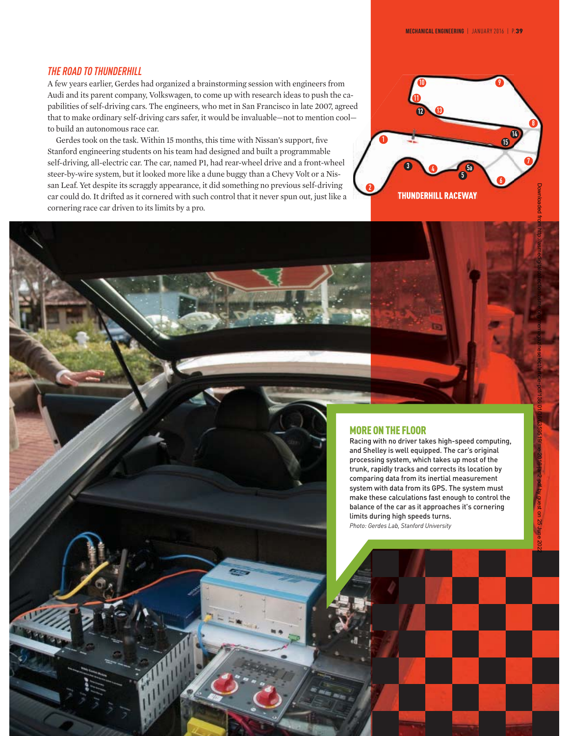## THE ROAD TO THUNDERHILL

A few years earlier, Gerdes had organized a brainstorming session with engineers from Audi and its parent company, Volkswagen, to come up with research ideas to push the capabilities of self-driving cars. The engineers, who met in San Francisco in late 2007, agreed that to make ordinary self-driving cars safer, it would be invaluable—not to mention cool—to build an autonomous race car.

Gerdes took on the task. Within 15 months, this time with Nissan's support, five Stanford engineering students on his team had designed and built a programmable self-driving, all-electric car. The car, named P1, had rear-wheel drive and a front-wheel steer-by-wire system, but it looked more like a dune buggy than a Chevy Volt or a Nissan Leaf. Yet despite its scraggly appearance, it did something no previous self-driving car could do. It drifted as it cornered with such control that it never spun out, just like a cornering race car driven to its limits by a pro.

THUNDERHILL RACEWAY

### MORE ON THE FLOOR

Racing with no driver takes high-speed computing, and Shelley is well equipped. The car's original processing system, which takes up most of the trunk, rapidly tracks and corrects its location by comparing data from its inertial measurement system with data from its GPS. The system must make these calculations fast enough to control the balance of the car as it approaches it's cornering limits during high speeds turns.

*Photo: Gerdes Lab, Stanford University*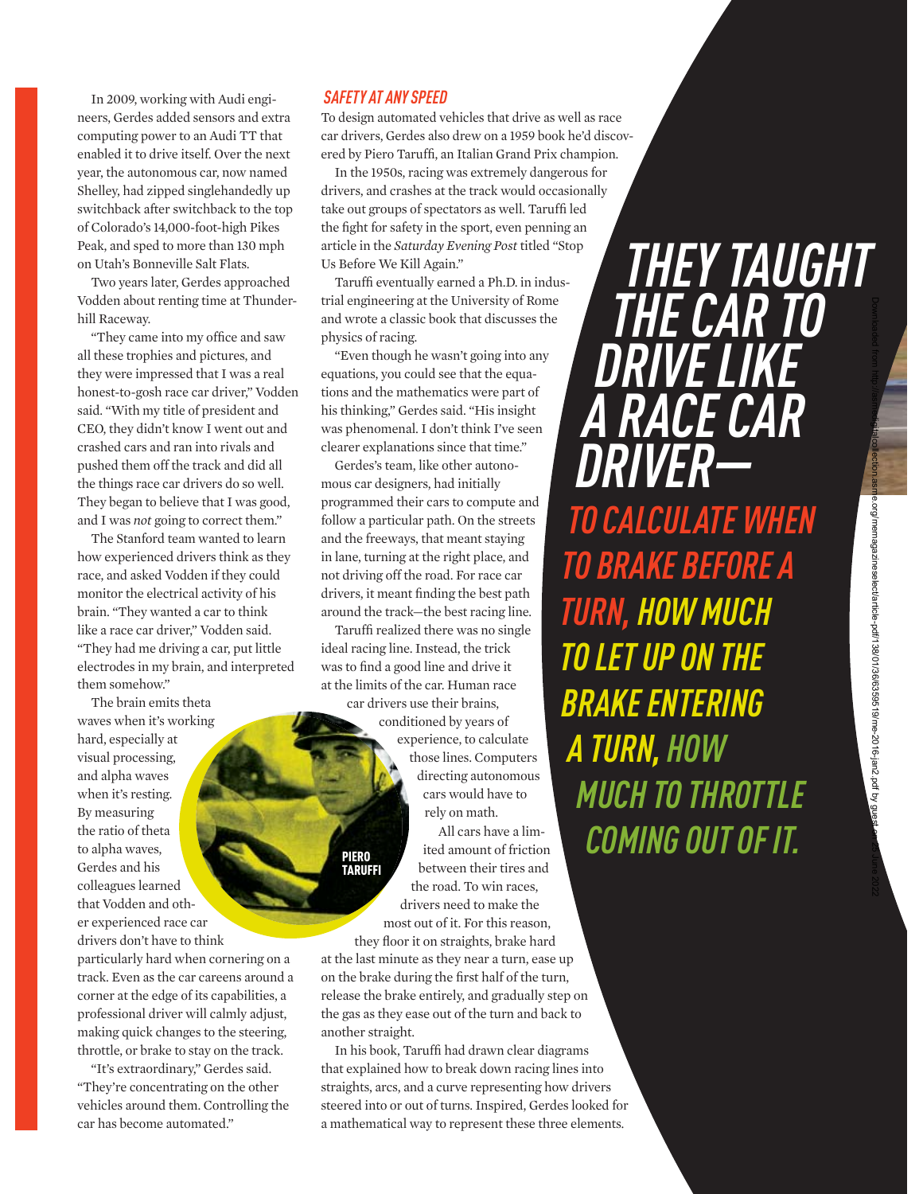In 2009, working with Audi engineers, Gerdes added sensors and extra computing power to an Audi TT that enabled it to drive itself. Over the next year, the autonomous car, now named Shelley, had zipped singlehandedly up switchback after switchback to the top of Colorado's 14,000-foot-high Pikes Peak, and sped to more than 130 mph on Utah's Bonneville Salt Flats.

Two years later, Gerdes approached Vodden about renting time at Thunderhill Raceway.

"They came into my office and saw all these trophies and pictures, and they were impressed that I was a real honest-to-gosh race car driver," Vodden said. "With my title of president and CEO, they didn't know I went out and crashed cars and ran into rivals and pushed them off the track and did all the things race car drivers do so well. They began to believe that I was good, and I was *not* going to correct them."

The Stanford team wanted to learn how experienced drivers think as they race, and asked Vodden if they could monitor the electrical activity of his brain. "They wanted a car to think like a race car driver," Vodden said. "They had me driving a car, put little electrodes in my brain, and interpreted them somehow."

The brain emits theta waves when it's working hard, especially at visual processing, and alpha waves when it's resting. By measuring the ratio of theta to alpha waves, Gerdes and his colleagues learned that Vodden and other experienced race car drivers don't have to think particularly hard when cornering on a track. Even as the car careens around a corner at the edge of its capabilities, a professional driver will calmly adjust, making quick changes to the steering, throttle, or brake to stay on the track.

"It's extraordinary," Gerdes said. "They're concentrating on the other vehicles around them. Controlling the car has become automated."

### *SAFETY AT ANY SPEED*

To design automated vehicles that drive as well as race car drivers, Gerdes also drew on a 1959 book he'd discovered by Piero Taruffi, an Italian Grand Prix champion.

In the 1950s, racing was extremely dangerous for drivers, and crashes at the track would occasionally take out groups of spectators as well. Taruffi led the fight for safety in the sport, even penning an article in the *Saturday Evening Post* titled "Stop Us Before We Kill Again."

Taruffi eventually earned a Ph.D. in industrial engineering at the University of Rome and wrote a classic book that discusses the physics of racing.

"Even though he wasn't going into any equations, you could see that the equations and the mathematics were part of his thinking," Gerdes said. "His insight was phenomenal. I don't think I've seen clearer explanations since that time."

Gerdes's team, like other autonomous car designers, had initially programmed their cars to compute and follow a particular path. On the streets and the freeways, that meant staying in lane, turning at the right place, and not driving off the road. For race car drivers, it meant finding the best path around the track—the best racing line.

Taruffi realized there was no single ideal racing line. Instead, the trick was to find a good line and drive it at the limits of the car. Human race car drivers use their brains, conditioned by years of experience, to calculate those lines. Computers directing autonomous cars would have to rely on math.

**PIERO TARUFFI**

All cars have a limited amount of friction between their tires and the road. To win races, drivers need to make the most out of it. For this reason, they floor it on straights, brake hard at the last minute as they near a turn, ease up on the brake during the first half of the turn, release the brake entirely, and gradually step on the gas as they ease out of the turn and back to another straight.

In his book, Taruffi had drawn clear diagrams that explained how to break down racing lines into straights, arcs, and a curve representing how drivers steered into or out of turns. Inspired, Gerdes looked for a mathematical way to represent these three elements.

**THEY TAUGHT THE CAR TO DRIVE LIKE A RACE CAR DRIVER—TO CALCULATE WHEN TO BRAKE BEFORE A TURN, HOW MUCH TO LET UP ON THE BRAKE ENTERING A TURN, HOW MUCH TO THROTTLE COMING OUT OF IT.**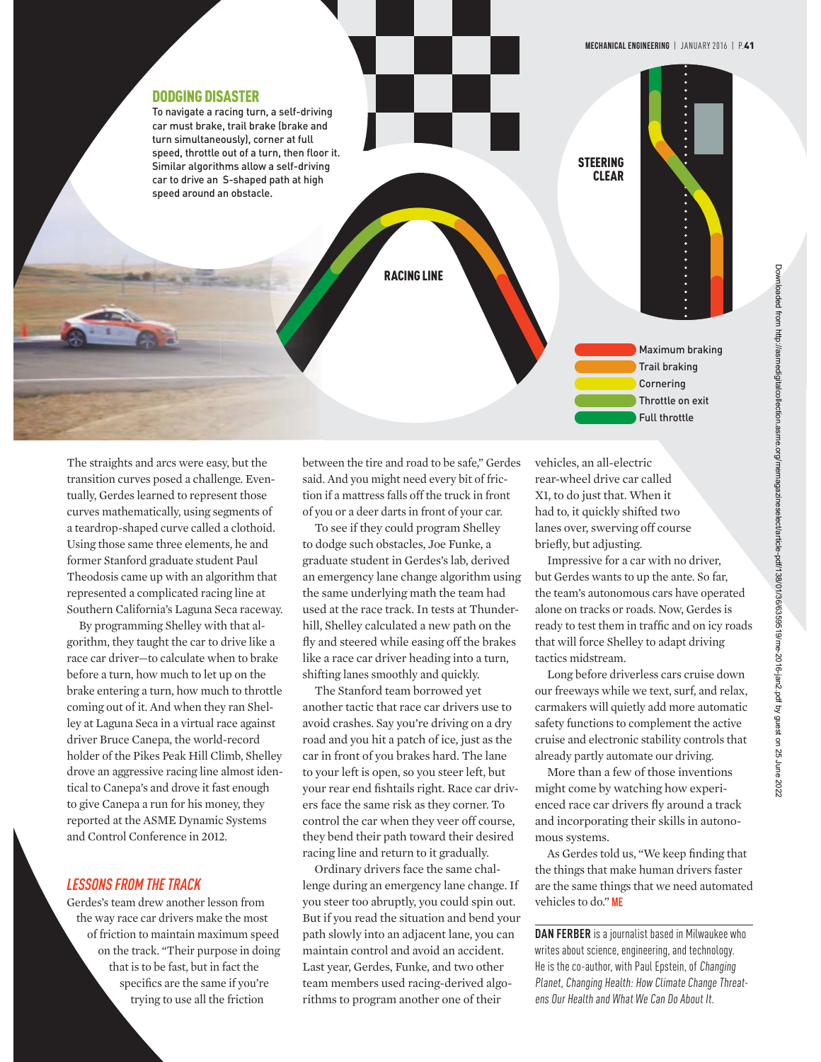## DODGING DISASTER

To navigate a racing turn, a self-driving car must brake, trail brake (brake and turn simultaneously), corner at full speed, throttle out of a turn, then floor it. Similar algorithms allow a self-driving car to drive an S-shaped path at high speed around an obstacle.

RACING LINE

STEERING CLEAR

Maximum braking

Trail braking

Cornering

Throttle on exit

Full throttle

The straights and arcs were easy, but the transition curves posed a challenge. Eventually, Gerdes learned to represent those curves mathematically, using segments of a teardrop-shaped curve called a clothoid. Using those same three elements, he and former Stanford graduate student Paul Theodosis came up with an algorithm that represented a complicated racing line at Southern California's Laguna Seca raceway.

By programming Shelley with that algorithm, they taught the car to drive like a race car driver—to calculate when to brake before a turn, how much to let up on the brake entering a turn, how much to throttle coming out of it. And when they ran Shelley at Laguna Seca in a virtual race against driver Bruce Canepa, the world-record holder of the Pikes Peak Hill Climb, Shelley drove an aggressive racing line almost identical to Canepa's and drove it fast enough to give Canepa a run for his money, they reported at the ASME Dynamic Systems and Control Conference in 2012.

### *LESSONS FROM THE TRACK*

Gerdes's team drew another lesson from the way race car drivers make the most of friction to maintain maximum speed on the track. "Their purpose in doing that is to be fast, but in fact the specifics are the same if you're trying to use all the friction between the tire and road to be safe," Gerdes said. And you might need every bit of friction if a mattress falls off the truck in front of you or a deer darts in front of your car.

To see if they could program Shelley to dodge such obstacles, Joe Funke, a graduate student in Gerdes's lab, derived an emergency lane change algorithm using the same underlying math the team had used at the race track. In tests at Thunderhill, Shelley calculated a new path on the fly and steered while easing off the brakes like a race car driver heading into a turn, shifting lanes smoothly and quickly.

The Stanford team borrowed yet another tactic that race car drivers use to avoid crashes. Say you're driving on a dry road and you hit a patch of ice, just as the car in front of you brakes hard. The lane to your left is open, so you steer left, but your rear end fishtails right. Race car drivers face the same risk as they corner. To control the car when they veer off course, they bend their path toward their desired racing line and return to it gradually.

Ordinary drivers face the same challenge during an emergency lane change. If you steer too abruptly, you could spin out. But if you read the situation and bend your path slowly into an adjacent lane, you can maintain control and avoid an accident. Last year, Gerdes, Funke, and two other team members used racing-derived algorithms to program another one of their vehicles, an all-electric rear-wheel drive car called X1, to do just that. When it had to, it quickly shifted two lanes over, swerving off course briefly, but adjusting.

Impressive for a car with no driver, but Gerdes wants to up the ante. So far, the team's autonomous cars have operated alone on tracks or roads. Now, Gerdes is ready to test them in traffic and on icy roads that will force Shelley to adapt driving tactics midstream.

Long before driverless cars cruise down our freeways while we text, surf, and relax, carmakers will quietly add more automatic safety functions to complement the active cruise and electronic stability controls that already partly automate our driving.

More than a few of those inventions might come by watching how experienced race car drivers fly around a track and incorporating their skills in autonomous systems.

As Gerdes told us, "We keep finding that the things that make human drivers faster are the same things that we need automated vehicles to do." **ME**

**DAN FERBER** is a journalist based in Milwaukee who writes about science, engineering, and technology. He is the co-author, with Paul Epstein, of *Changing Planet, Changing Health: How Climate Change Threatens Our Health and What We Can Do About It.*